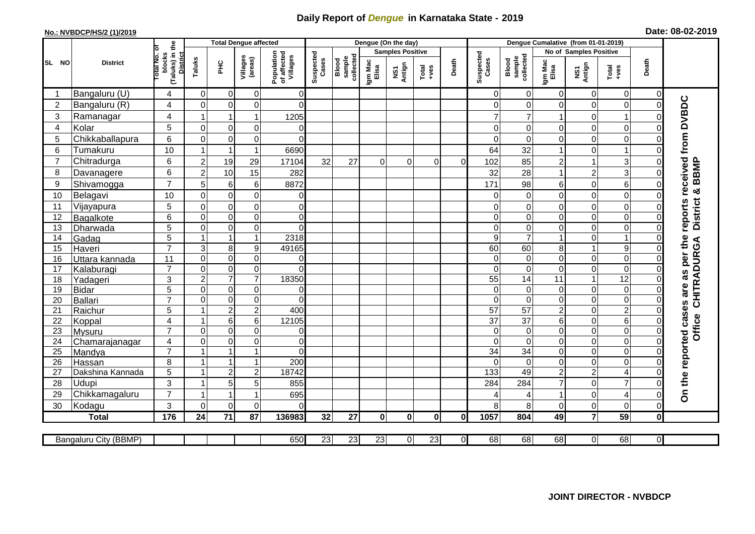# Daily Report of *Dengue* in Karnataka State - 2019

**No.: NVBDCP/HS/2 (1)/2019**

**Date: 08-02-2019**

| SL NO | District | Total No. of blocks (Taluks) in the District | Total Dengue affected | | | | Dengue (On the day) | | | | | | | Dengue Cumalative (from 01-01-2019) | | | | | | | |
|---|---|---|---|---|---|---|---|---|---|---|---|---|---|---|---|---|---|---|---|---|
| | | | Taluks | PHC | Villages (areas) | Population of affected Villages | Suspected Cases | Blood sample collected | Samples Positive | | | Death | Suspected Cases | Blood sample collected | No of Samples Positive | | | Death | |
| | | | | | | | | | Igm Mac Elisa | NS1 Antign | Total +ves | | | | Igm Mac Elisa | NS1 Antign | Total +ves | | |
| 1 | Bangaluru (U) | 4 | 0 | 0 | 0 | 0 | | | | | | | 0 | 0 | 0 | 0 | 0 | 0 | On the reported cases are as per the reports received from DVBDC Office CHITRADURGA District & BBMP |
| 2 | Bangaluru (R) | 4 | 0 | 0 | 0 | 0 | | | | | | | 0 | 0 | 0 | 0 | 0 | 0 | |
| 3 | Ramanagar | 4 | 1 | 1 | 1 | 1205 | | | | | | | 7 | 7 | 1 | 0 | 1 | 0 | |
| 4 | Kolar | 5 | 0 | 0 | 0 | 0 | | | | | | | 0 | 0 | 0 | 0 | 0 | 0 | |
| 5 | Chikkaballapura | 6 | 0 | 0 | 0 | 0 | | | | | | | 0 | 0 | 0 | 0 | 0 | 0 | |
| 6 | Tumakuru | 10 | 1 | 1 | 1 | 6690 | | | | | | | 64 | 32 | 1 | 0 | 1 | 0 | |
| 7 | Chitradurga | 6 | 2 | 19 | 29 | 17104 | 32 | 27 | 0 | 0 | 0 | 0 | 102 | 85 | 2 | 1 | 3 | 0 | |
| 8 | Davanagere | 6 | 2 | 10 | 15 | 282 | | | | | | | 32 | 28 | 1 | 2 | 3 | 0 | |
| 9 | Shivamogga | 7 | 5 | 6 | 6 | 8872 | | | | | | | 171 | 98 | 6 | 0 | 6 | 0 | |
| 10 | Belagavi | 10 | 0 | 0 | 0 | 0 | | | | | | | 0 | 0 | 0 | 0 | 0 | 0 | |
| 11 | Vijayapura | 5 | 0 | 0 | 0 | 0 | | | | | | | 0 | 0 | 0 | 0 | 0 | 0 | |
| 12 | Bagalkote | 6 | 0 | 0 | 0 | 0 | | | | | | | 0 | 0 | 0 | 0 | 0 | 0 | |
| 13 | Dharwada | 5 | 0 | 0 | 0 | 0 | | | | | | | 0 | 0 | 0 | 0 | 0 | 0 | |
| 14 | Gadag | 5 | 1 | 1 | 1 | 2318 | | | | | | | 9 | 7 | 1 | 0 | 1 | 0 | |
| 15 | Haveri | 7 | 3 | 8 | 9 | 49165 | | | | | | | 60 | 60 | 8 | 1 | 9 | 0 | |
| 16 | Uttara kannada | 11 | 0 | 0 | 0 | 0 | | | | | | | 0 | 0 | 0 | 0 | 0 | 0 | |
| 17 | Kalaburagi | 7 | 0 | 0 | 0 | 0 | | | | | | | 0 | 0 | 0 | 0 | 0 | 0 | |
| 18 | Yadageri | 3 | 2 | 7 | 7 | 18350 | | | | | | | 55 | 14 | 11 | 1 | 12 | 0 | |
| 19 | Bidar | 5 | 0 | 0 | 0 | 0 | | | | | | | 0 | 0 | 0 | 0 | 0 | 0 | |
| 20 | Ballari | 7 | 0 | 0 | 0 | 0 | | | | | | | 0 | 0 | 0 | 0 | 0 | 0 | |
| 21 | Raichur | 5 | 1 | 2 | 2 | 400 | | | | | | | 57 | 57 | 2 | 0 | 2 | 0 | |
| 22 | Koppal | 4 | 1 | 6 | 6 | 12105 | | | | | | | 37 | 37 | 6 | 0 | 6 | 0 | |
| 23 | Mysuru | 7 | 0 | 0 | 0 | 0 | | | | | | | 0 | 0 | 0 | 0 | 0 | 0 | |
| 24 | Chamarajanagar | 4 | 0 | 0 | 0 | 0 | | | | | | | 0 | 0 | 0 | 0 | 0 | 0 | |
| 25 | Mandya | 7 | 1 | 1 | 1 | 0 | | | | | | | 34 | 34 | 0 | 0 | 0 | 0 | |
| 26 | Hassan | 8 | 1 | 1 | 1 | 200 | | | | | | | 0 | 0 | 0 | 0 | 0 | 0 | |
| 27 | Dakshina Kannada | 5 | 1 | 2 | 2 | 18742 | | | | | | | 133 | 49 | 2 | 2 | 4 | 0 | |
| 28 | Udupi | 3 | 1 | 5 | 5 | 855 | | | | | | | 284 | 284 | 7 | 0 | 7 | 0 | |
| 29 | Chikkamagaluru | 7 | 1 | 1 | 1 | 695 | | | | | | | 4 | 4 | 1 | 0 | 4 | 0 | |
| 30 | Kodagu | 3 | 0 | 0 | 0 | 0 | | | | | | | 8 | 8 | 0 | 0 | 0 | 0 | |
| | **Total** | **176** | **24** | **71** | **87** | **136983** | **32** | **27** | **0** | **0** | **0** | **0** | **1057** | **804** | **49** | **7** | **59** | **0** | |

| Bangaluru City (BBMP) | | | | | 650 | 23 | 23 | 23 | 0 | 23 | 0 | 68 | 68 | 68 | 0 | 68 | 0 |
|---|---|---|---|---|---|---|---|---|---|---|---|---|---|---|---|---|---|

**JOINT DIRECTOR - NVBDCP**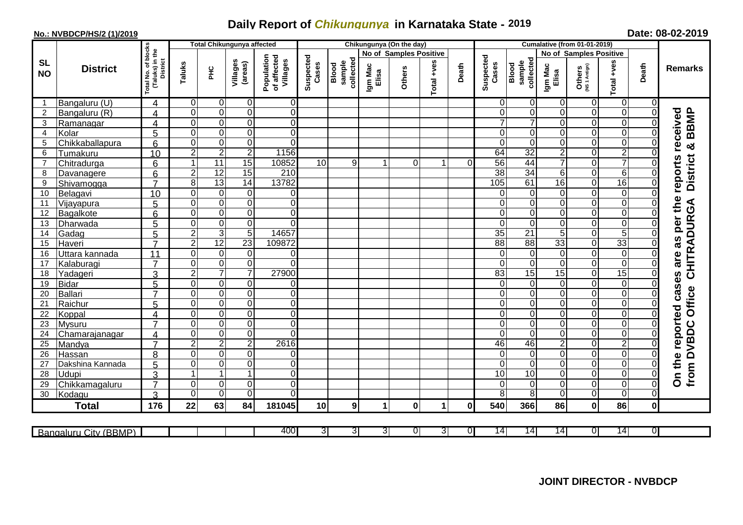# Daily Report of *Chikungunya* in Karnataka State - 2019

**No.: NVBDCP/HS/2 (1)/2019** **Date: 08-02-2019**

| SL NO | District | Total No. of blocks (Taluks) in the District | Total Chikungunya affected | | | | Chikungunya (On the day) | | | | | | | Cumalative (from 01-01-2019) | | | | | | | Remarks |
|---|---|---|---|---|---|---|---|---|---|---|---|---|---|---|---|---|---|---|---|---|---|
| | | | | | | | | | No of Samples Positive | | | | | | | No of Samples Positive | | | | | |
| | | | Taluks | PHC | Villages (areas) | Population of affected Villages | Suspected Cases | Blood sample collected | Igm Mac Elisa | Others | Total +ves | Death | Suspected Cases | Blood sample collected | Igm Mac Elisa | Others (NS 1 Antign) | Total +ves | Death | |
| 1 | Bangaluru (U) | 4 | 0 | 0 | 0 | 0 | | | | | | | 0 | 0 | 0 | 0 | 0 | 0 | On the reported cases are as per the reports received from DVBDC Office CHITRADURGA District & BBMP |
| 2 | Bangaluru (R) | 4 | 0 | 0 | 0 | 0 | | | | | | | 0 | 0 | 0 | 0 | 0 | 0 | |
| 3 | Ramanagar | 4 | 0 | 0 | 0 | 0 | | | | | | | 7 | 7 | 0 | 0 | 0 | 0 | |
| 4 | Kolar | 5 | 0 | 0 | 0 | 0 | | | | | | | 0 | 0 | 0 | 0 | 0 | 0 | |
| 5 | Chikkaballapura | 6 | 0 | 0 | 0 | 0 | | | | | | | 0 | 0 | 0 | 0 | 0 | 0 | |
| 6 | Tumakuru | 10 | 2 | 2 | 2 | 1156 | | | | | | | 64 | 32 | 2 | 0 | 2 | 0 | |
| 7 | Chitradurga | 6 | 1 | 11 | 15 | 10852 | 10 | 9 | 1 | 0 | 1 | 0 | 56 | 44 | 7 | 0 | 7 | 0 | |
| 8 | Davanagere | 6 | 2 | 12 | 15 | 210 | | | | | | | 38 | 34 | 6 | 0 | 6 | 0 | |
| 9 | Shivamogga | 7 | 8 | 13 | 14 | 13782 | | | | | | | 105 | 61 | 16 | 0 | 16 | 0 | |
| 10 | Belagavi | 10 | 0 | 0 | 0 | 0 | | | | | | | 0 | 0 | 0 | 0 | 0 | 0 | |
| 11 | Vijayapura | 5 | 0 | 0 | 0 | 0 | | | | | | | 0 | 0 | 0 | 0 | 0 | 0 | |
| 12 | Bagalkote | 6 | 0 | 0 | 0 | 0 | | | | | | | 0 | 0 | 0 | 0 | 0 | 0 | |
| 13 | Dharwada | 5 | 0 | 0 | 0 | 0 | | | | | | | 0 | 0 | 0 | 0 | 0 | 0 | |
| 14 | Gadag | 5 | 2 | 3 | 5 | 14657 | | | | | | | 35 | 21 | 5 | 0 | 5 | 0 | |
| 15 | Haveri | 7 | 2 | 12 | 23 | 109872 | | | | | | | 88 | 88 | 33 | 0 | 33 | 0 | |
| 16 | Uttara kannada | 11 | 0 | 0 | 0 | 0 | | | | | | | 0 | 0 | 0 | 0 | 0 | 0 | |
| 17 | Kalaburagi | 7 | 0 | 0 | 0 | 0 | | | | | | | 0 | 0 | 0 | 0 | 0 | 0 | |
| 18 | Yadageri | 3 | 2 | 7 | 7 | 27900 | | | | | | | 83 | 15 | 15 | 0 | 15 | 0 | |
| 19 | Bidar | 5 | 0 | 0 | 0 | 0 | | | | | | | 0 | 0 | 0 | 0 | 0 | 0 | |
| 20 | Ballari | 7 | 0 | 0 | 0 | 0 | | | | | | | 0 | 0 | 0 | 0 | 0 | 0 | |
| 21 | Raichur | 5 | 0 | 0 | 0 | 0 | | | | | | | 0 | 0 | 0 | 0 | 0 | 0 | |
| 22 | Koppal | 4 | 0 | 0 | 0 | 0 | | | | | | | 0 | 0 | 0 | 0 | 0 | 0 | |
| 23 | Mysuru | 7 | 0 | 0 | 0 | 0 | | | | | | | 0 | 0 | 0 | 0 | 0 | 0 | |
| 24 | Chamarajanagar | 4 | 0 | 0 | 0 | 0 | | | | | | | 0 | 0 | 0 | 0 | 0 | 0 | |
| 25 | Mandya | 7 | 2 | 2 | 2 | 2616 | | | | | | | 46 | 46 | 2 | 0 | 2 | 0 | |
| 26 | Hassan | 8 | 0 | 0 | 0 | 0 | | | | | | | 0 | 0 | 0 | 0 | 0 | 0 | |
| 27 | Dakshina Kannada | 5 | 0 | 0 | 0 | 0 | | | | | | | 0 | 0 | 0 | 0 | 0 | 0 | |
| 28 | Udupi | 3 | 1 | 1 | 1 | 0 | | | | | | | 10 | 10 | 0 | 0 | 0 | 0 | |
| 29 | Chikkamagaluru | 7 | 0 | 0 | 0 | 0 | | | | | | | 0 | 0 | 0 | 0 | 0 | 0 | |
| 30 | Kodagu | 3 | 0 | 0 | 0 | 0 | | | | | | | 8 | 8 | 0 | 0 | 0 | 0 | |
| **Total** | | **176** | **22** | **63** | **84** | **181045** | **10** | **9** | **1** | **0** | **1** | **0** | **540** | **366** | **86** | **0** | **86** | **0** | |

| Bangaluru City (BBMP) | | | | | | 400 | 3 | 3 | 3 | 0 | 3 | 0 | 14 | 14 | 14 | 0 | 14 | 0 | |
|---|---|---|---|---|---|---|---|---|---|---|---|---|---|---|---|---|---|---|---|

**JOINT DIRECTOR - NVBDCP**